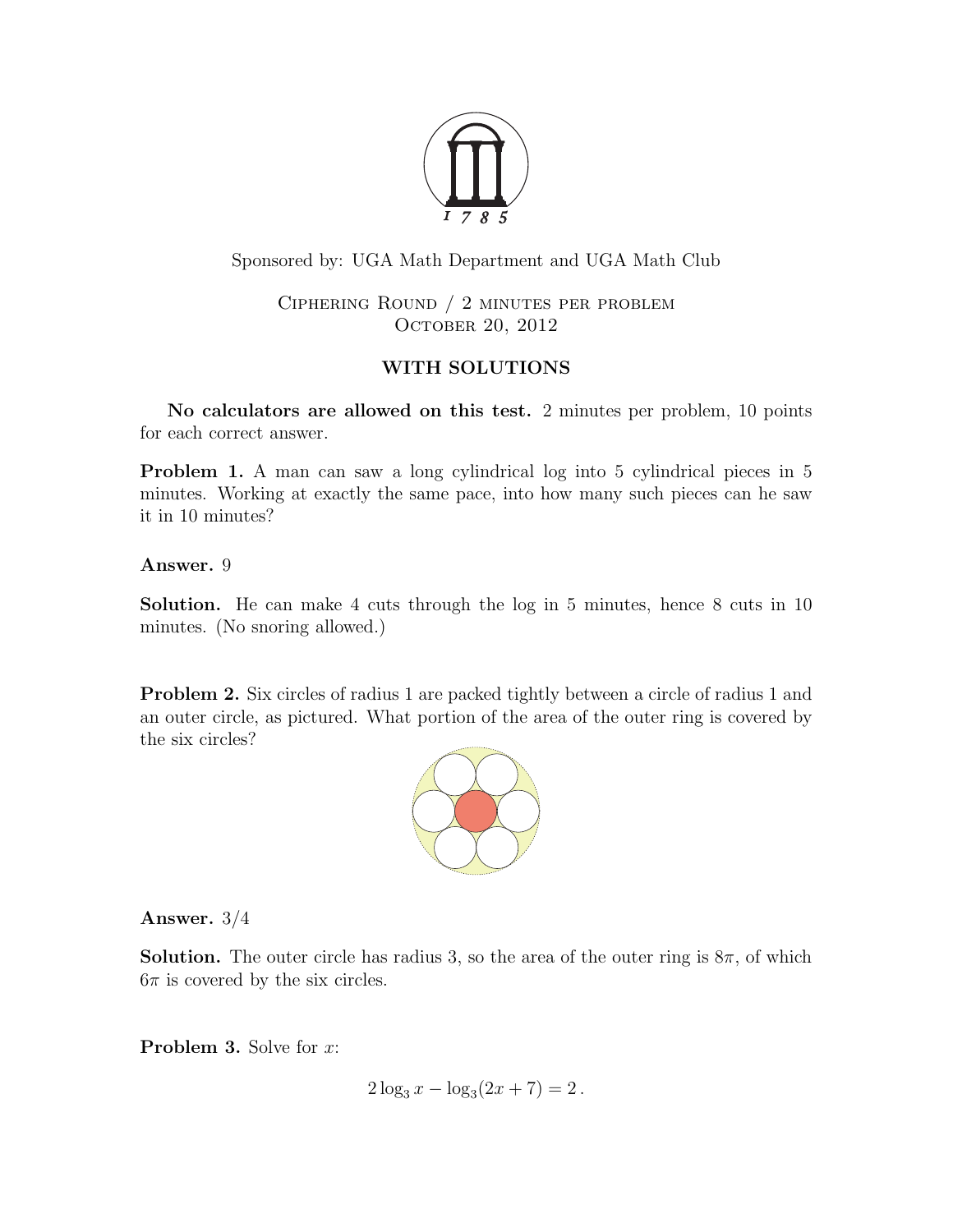Sponsored by: UGA Math Department and UGA Math Club

Ciphering Round / 2 minutes per problem
October 20, 2012

**WITH SOLUTIONS**

**No calculators are allowed on this test.** 2 minutes per problem, 10 points for each correct answer.

**Problem 1.** A man can saw a long cylindrical log into 5 cylindrical pieces in 5 minutes. Working at exactly the same pace, into how many such pieces can he saw it in 10 minutes?

**Answer.** 9

**Solution.** He can make 4 cuts through the log in 5 minutes, hence 8 cuts in 10 minutes. (No snoring allowed.)

**Problem 2.** Six circles of radius 1 are packed tightly between a circle of radius 1 and an outer circle, as pictured. What portion of the area of the outer ring is covered by the six circles?

**Answer.** 3/4

**Solution.** The outer circle has radius 3, so the area of the outer ring is $8\pi$, of which $6\pi$ is covered by the six circles.

**Problem 3.** Solve for $x$:

$$2\log_3 x - \log_3(2x+7) = 2\,.$$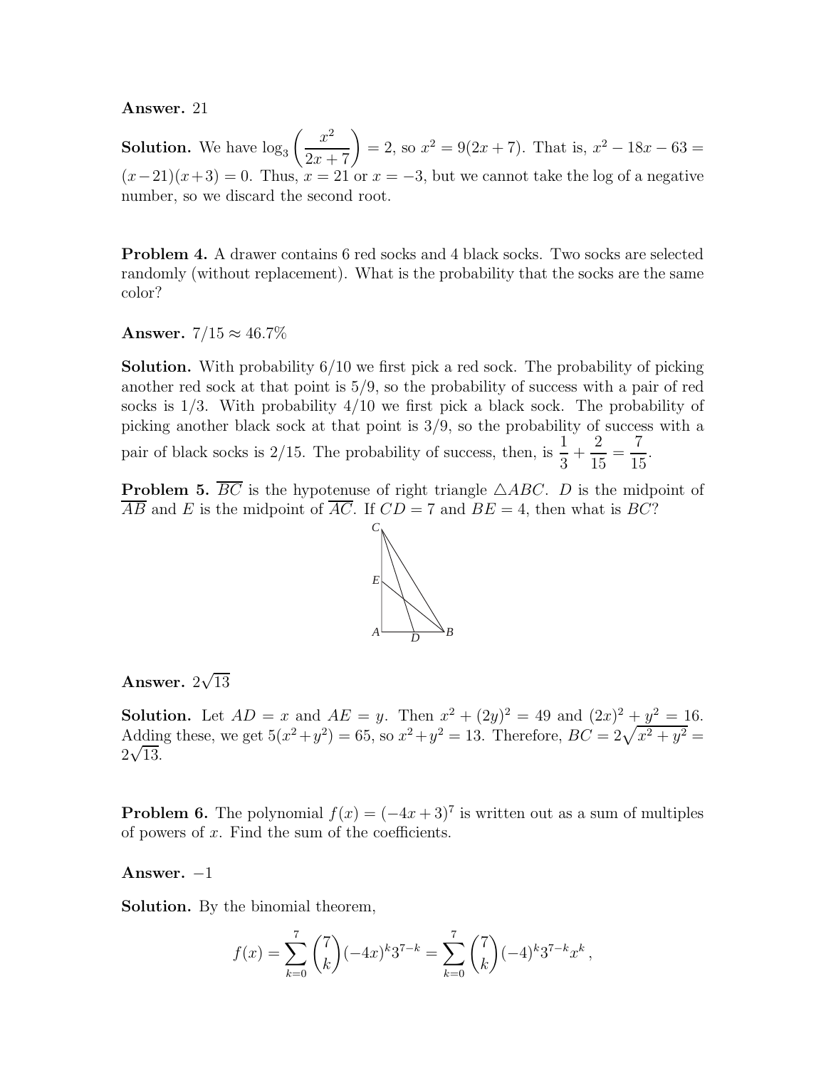**Answer.** 21

**Solution.** We have $\log_3\left(\dfrac{x^2}{2x+7}\right) = 2$, so $x^2 = 9(2x+7)$. That is, $x^2 - 18x - 63 = (x-21)(x+3) = 0$. Thus, $x = 21$ or $x = -3$, but we cannot take the log of a negative number, so we discard the second root.

**Problem 4.** A drawer contains 6 red socks and 4 black socks. Two socks are selected randomly (without replacement). What is the probability that the socks are the same color?

**Answer.** $7/15 \approx 46.7\%$

**Solution.** With probability $6/10$ we first pick a red sock. The probability of picking another red sock at that point is $5/9$, so the probability of success with a pair of red socks is $1/3$. With probability $4/10$ we first pick a black sock. The probability of picking another black sock at that point is $3/9$, so the probability of success with a pair of black socks is $2/15$. The probability of success, then, is $\dfrac{1}{3} + \dfrac{2}{15} = \dfrac{7}{15}$.

**Problem 5.** $\overline{BC}$ is the hypotenuse of right triangle $\triangle ABC$. $D$ is the midpoint of $\overline{AB}$ and $E$ is the midpoint of $\overline{AC}$. If $CD = 7$ and $BE = 4$, then what is $BC$?

**Answer.** $2\sqrt{13}$

**Solution.** Let $AD = x$ and $AE = y$. Then $x^2 + (2y)^2 = 49$ and $(2x)^2 + y^2 = 16$. Adding these, we get $5(x^2+y^2) = 65$, so $x^2+y^2 = 13$. Therefore, $BC = 2\sqrt{x^2+y^2} = 2\sqrt{13}$.

**Problem 6.** The polynomial $f(x) = (-4x+3)^7$ is written out as a sum of multiples of powers of $x$. Find the sum of the coefficients.

**Answer.** $-1$

**Solution.** By the binomial theorem,

$$f(x) = \sum_{k=0}^{7} \binom{7}{k} (-4x)^k 3^{7-k} = \sum_{k=0}^{7} \binom{7}{k} (-4)^k 3^{7-k} x^k \,,$$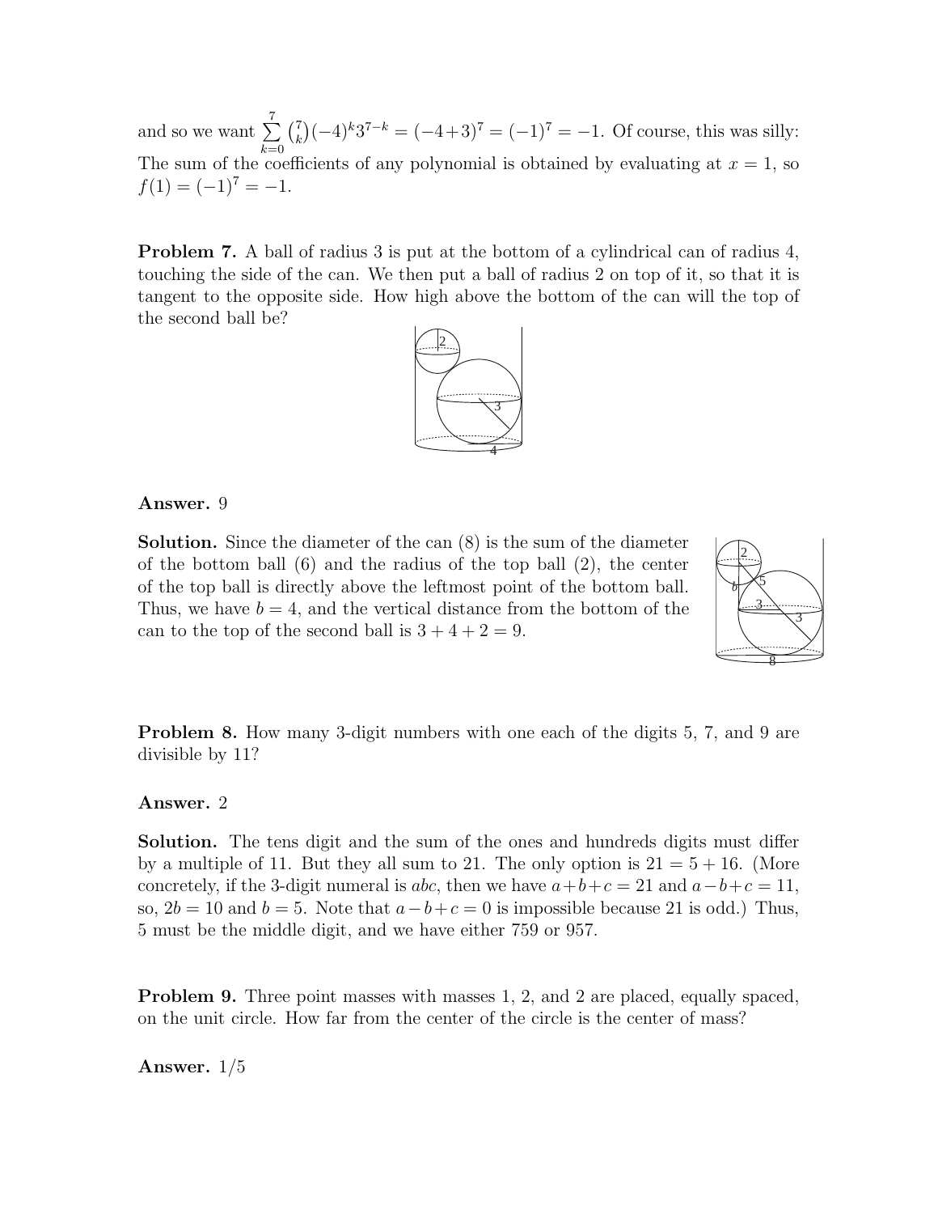and so we want $\sum_{k=0}^{7} \binom{7}{k}(-4)^k 3^{7-k} = (-4+3)^7 = (-1)^7 = -1$. Of course, this was silly: The sum of the coefficients of any polynomial is obtained by evaluating at $x = 1$, so $f(1) = (-1)^7 = -1$.

**Problem 7.** A ball of radius 3 is put at the bottom of a cylindrical can of radius 4, touching the side of the can. We then put a ball of radius 2 on top of it, so that it is tangent to the opposite side. How high above the bottom of the can will the top of the second ball be?

**Answer.** 9

**Solution.** Since the diameter of the can (8) is the sum of the diameter of the bottom ball (6) and the radius of the top ball (2), the center of the top ball is directly above the leftmost point of the bottom ball. Thus, we have $b = 4$, and the vertical distance from the bottom of the can to the top of the second ball is $3 + 4 + 2 = 9$.

**Problem 8.** How many 3-digit numbers with one each of the digits 5, 7, and 9 are divisible by 11?

**Answer.** 2

**Solution.** The tens digit and the sum of the ones and hundreds digits must differ by a multiple of 11. But they all sum to 21. The only option is $21 = 5 + 16$. (More concretely, if the 3-digit numeral is $abc$, then we have $a+b+c = 21$ and $a-b+c = 11$, so, $2b = 10$ and $b = 5$. Note that $a-b+c = 0$ is impossible because 21 is odd.) Thus, 5 must be the middle digit, and we have either 759 or 957.

**Problem 9.** Three point masses with masses 1, 2, and 2 are placed, equally spaced, on the unit circle. How far from the center of the circle is the center of mass?

**Answer.** $1/5$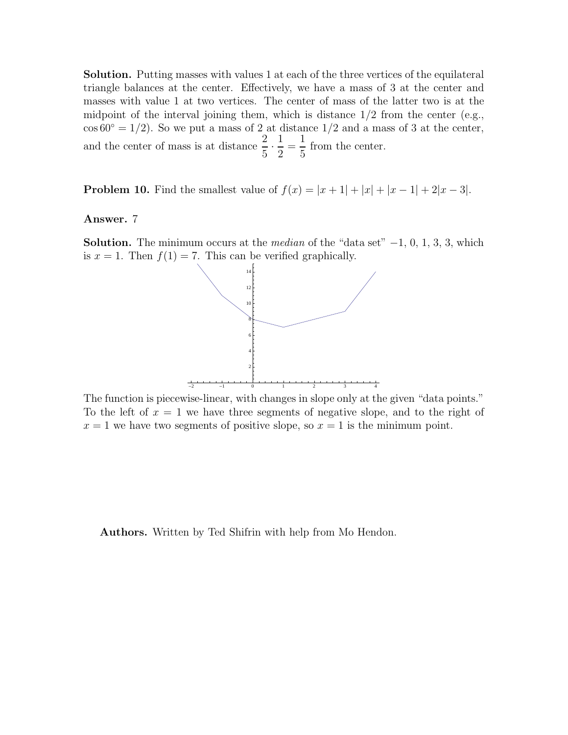**Solution.** Putting masses with values 1 at each of the three vertices of the equilateral triangle balances at the center. Effectively, we have a mass of 3 at the center and masses with value 1 at two vertices. The center of mass of the latter two is at the midpoint of the interval joining them, which is distance $1/2$ from the center (e.g., $\cos 60^\circ = 1/2$). So we put a mass of 2 at distance $1/2$ and a mass of 3 at the center, and the center of mass is at distance $\dfrac{2}{5} \cdot \dfrac{1}{2} = \dfrac{1}{5}$ from the center.

**Problem 10.** Find the smallest value of $f(x) = |x+1| + |x| + |x-1| + 2|x-3|$.

**Answer.** 7

**Solution.** The minimum occurs at the *median* of the "data set" $-1$, 0, 1, 3, 3, which is $x = 1$. Then $f(1) = 7$. This can be verified graphically.

14
12
10
8
6
4
2
−2 −1 0 1 2 3 4

The function is piecewise-linear, with changes in slope only at the given "data points." To the left of $x = 1$ we have three segments of negative slope, and to the right of $x = 1$ we have two segments of positive slope, so $x = 1$ is the minimum point.

**Authors.** Written by Ted Shifrin with help from Mo Hendon.